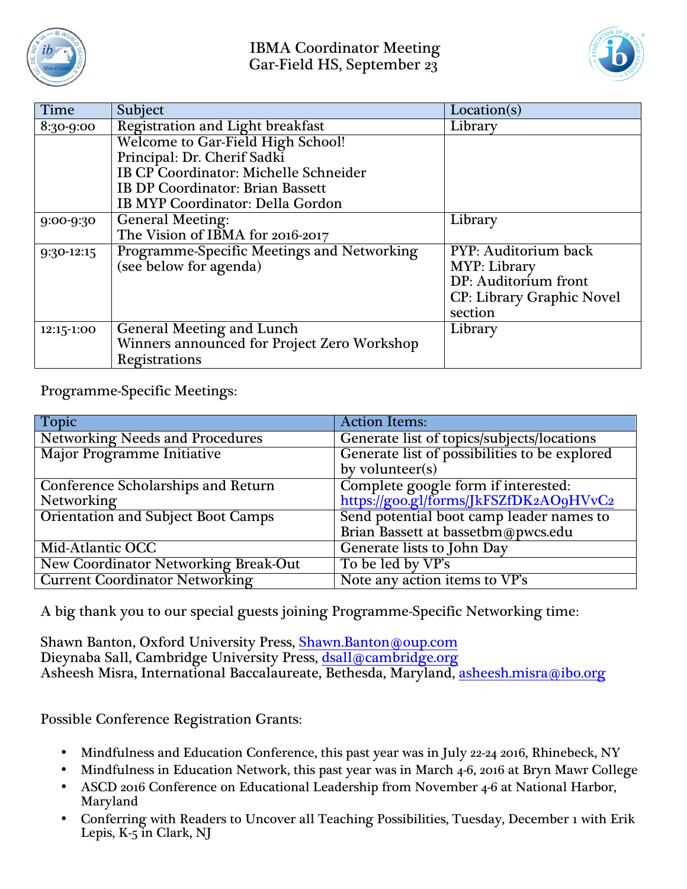# IBMA Coordinator Meeting
## Gar-Field HS, September 23

| Time | Subject | Location(s) |
|---|---|---|
| 8:30-9:00 | Registration and Light breakfast | Library |
| | Welcome to Gar-Field High School!<br>Principal: Dr. Cherif Sadki<br>IB CP Coordinator: Michelle Schneider<br>IB DP Coordinator: Brian Bassett<br>IB MYP Coordinator: Della Gordon | |
| 9:00-9:30 | General Meeting:<br>The Vision of IBMA for 2016-2017 | Library |
| 9:30-12:15 | Programme-Specific Meetings and Networking (see below for agenda) | PYP: Auditorium back<br>MYP: Library<br>DP: Auditorium front<br>CP: Library Graphic Novel section |
| 12:15-1:00 | General Meeting and Lunch<br>Winners announced for Project Zero Workshop Registrations | Library |

Programme-Specific Meetings:

| Topic | Action Items: |
|---|---|
| Networking Needs and Procedures | Generate list of topics/subjects/locations |
| Major Programme Initiative | Generate list of possibilities to be explored by volunteer(s) |
| Conference Scholarships and Return Networking | Complete google form if interested: https://goo.gl/forms/JkFSZfDK2AO9HVvC2 |
| Orientation and Subject Boot Camps | Send potential boot camp leader names to Brian Bassett at bassetbm@pwcs.edu |
| Mid-Atlantic OCC | Generate lists to John Day |
| New Coordinator Networking Break-Out | To be led by VP's |
| Current Coordinator Networking | Note any action items to VP's |

A big thank you to our special guests joining Programme-Specific Networking time:

Shawn Banton, Oxford University Press, Shawn.Banton@oup.com
Dieynaba Sall, Cambridge University Press, dsall@cambridge.org
Asheesh Misra, International Baccalaureate, Bethesda, Maryland, asheesh.misra@ibo.org

Possible Conference Registration Grants:

- Mindfulness and Education Conference, this past year was in July 22-24 2016, Rhinebeck, NY
- Mindfulness in Education Network, this past year was in March 4-6, 2016 at Bryn Mawr College
- ASCD 2016 Conference on Educational Leadership from November 4-6 at National Harbor, Maryland
- Conferring with Readers to Uncover all Teaching Possibilities, Tuesday, December 1 with Erik Lepis, K-5 in Clark, NJ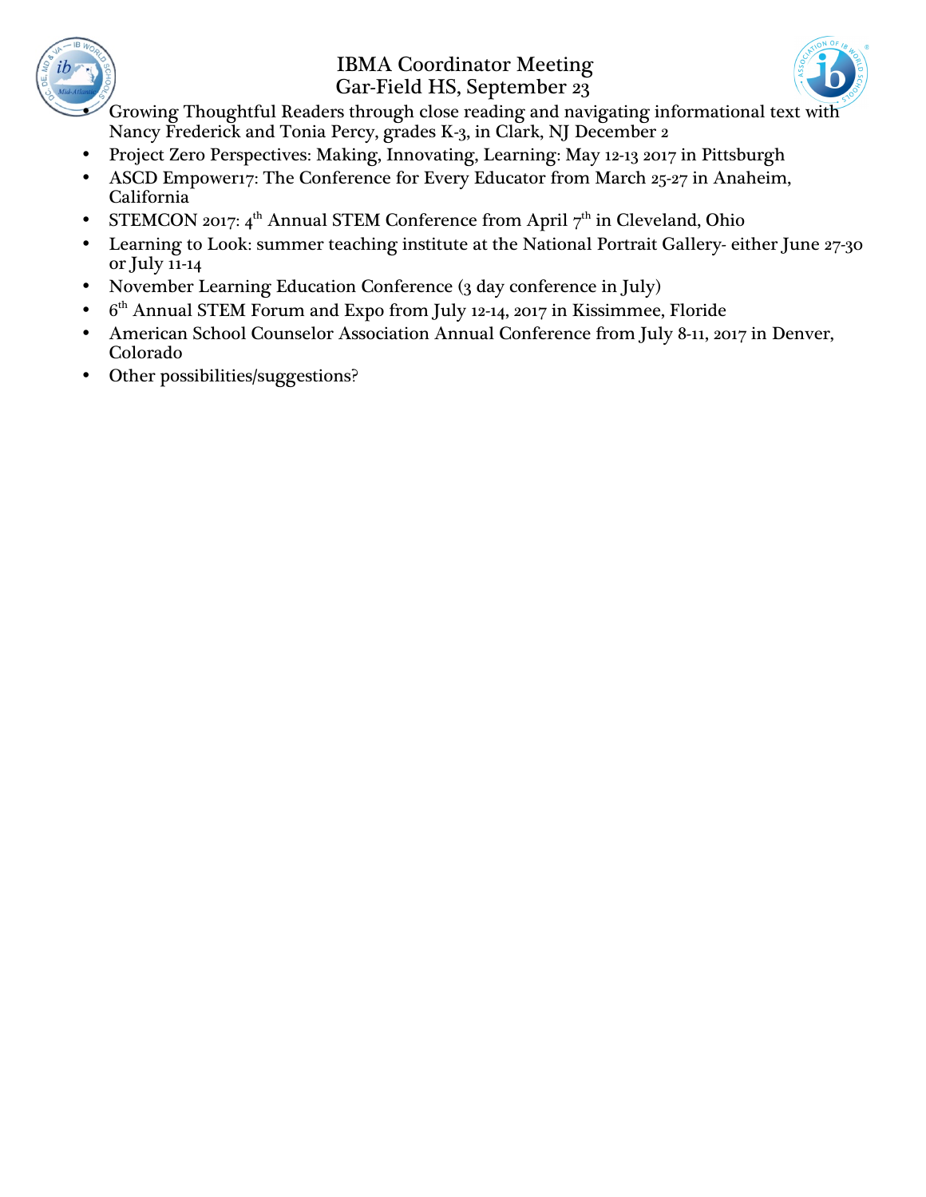- Growing Thoughtful Readers through close reading and navigating informational text with Nancy Frederick and Tonia Percy, grades K-3, in Clark, NJ December 2
- Project Zero Perspectives: Making, Innovating, Learning: May 12-13 2017 in Pittsburgh
- ASCD Empower17: The Conference for Every Educator from March 25-27 in Anaheim, California
- STEMCON 2017: 4th Annual STEM Conference from April 7th in Cleveland, Ohio
- Learning to Look: summer teaching institute at the National Portrait Gallery- either June 27-30 or July 11-14
- November Learning Education Conference (3 day conference in July)
- 6th Annual STEM Forum and Expo from July 12-14, 2017 in Kissimmee, Floride
- American School Counselor Association Annual Conference from July 8-11, 2017 in Denver, Colorado
- Other possibilities/suggestions?